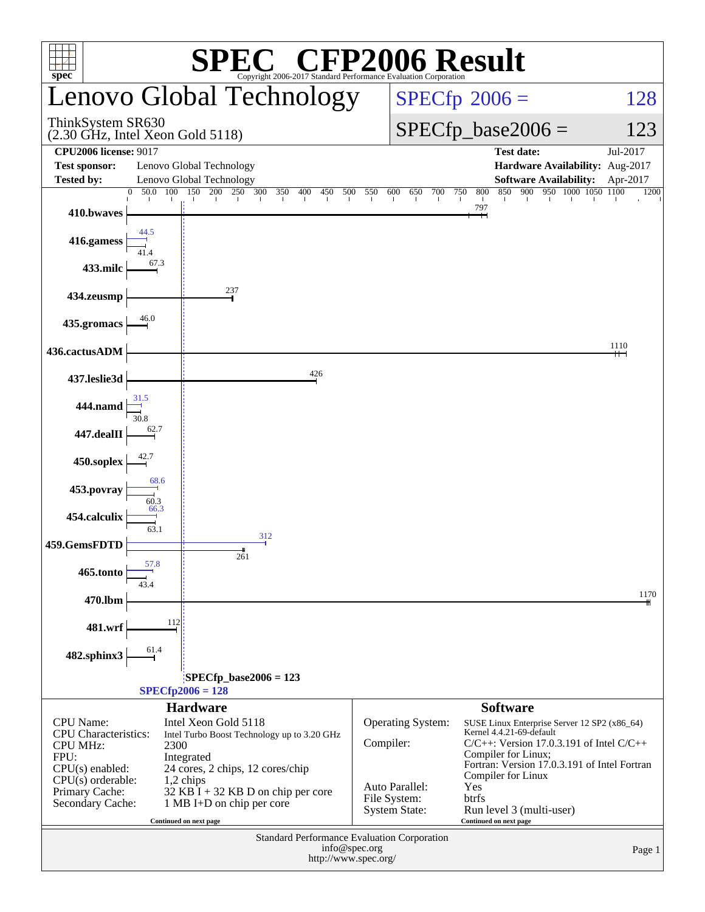# SPEC® CFP2006 Result

Copyright 2006-2017 Standard Performance Evaluation Corporation

## Lenovo Global Technology

ThinkSystem SR630
(2.30 GHz, Intel Xeon Gold 5118)

**SPECfp 2006 = 128**

**SPECfp_base2006 = 123**

| | | | |
|---|---|---|---|
| **CPU2006 license:** 9017 | | **Test date:** | Jul-2017 |
| **Test sponsor:** | Lenovo Global Technology | **Hardware Availability:** | Aug-2017 |
| **Tested by:** | Lenovo Global Technology | **Software Availability:** | Apr-2017 |

| Benchmark | Peak | Base |
|---|---|---|
| 410.bwaves | | 797 |
| 416.gamess | 44.5 | 41.4 |
| 433.milc | | 67.3 |
| 434.zeusmp | | 237 |
| 435.gromacs | | 46.0 |
| 436.cactusADM | | 1110 |
| 437.leslie3d | | 426 |
| 444.namd | 31.5 | 30.8 |
| 447.dealII | | 62.7 |
| 450.soplex | | 42.7 |
| 453.povray | 68.6 | 60.3 |
| 454.calculix | 66.3 | 63.1 |
| 459.GemsFDTD | 312 | 261 |
| 465.tonto | 57.8 | 43.4 |
| 470.lbm | | 1170 |
| 481.wrf | | 112 |
| 482.sphinx3 | | 61.4 |

SPECfp_base2006 = 123
SPECfp2006 = 128

### Hardware

| | |
|---|---|
| CPU Name: | Intel Xeon Gold 5118 |
| CPU Characteristics: | Intel Turbo Boost Technology up to 3.20 GHz |
| CPU MHz: | 2300 |
| FPU: | Integrated |
| CPU(s) enabled: | 24 cores, 2 chips, 12 cores/chip |
| CPU(s) orderable: | 1,2 chips |
| Primary Cache: | 32 KB I + 32 KB D on chip per core |
| Secondary Cache: | 1 MB I+D on chip per core |

Continued on next page

### Software

| | |
|---|---|
| Operating System: | SUSE Linux Enterprise Server 12 SP2 (x86_64) Kernel 4.4.21-69-default |
| Compiler: | C/C++: Version 17.0.3.191 of Intel C/C++ Compiler for Linux; Fortran: Version 17.0.3.191 of Intel Fortran Compiler for Linux |
| Auto Parallel: | Yes |
| File System: | btrfs |
| System State: | Run level 3 (multi-user) |

Continued on next page

Standard Performance Evaluation Corporation
info@spec.org
http://www.spec.org/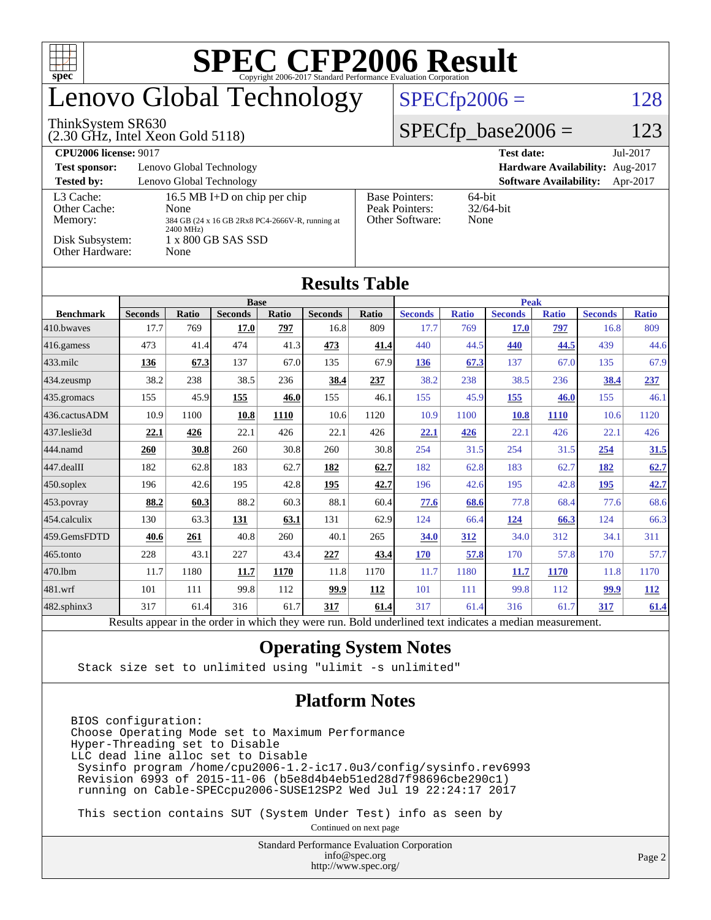# SPEC CFP2006 Result

Copyright 2006-2017 Standard Performance Evaluation Corporation

# Lenovo Global Technology

ThinkSystem SR630
(2.30 GHz, Intel Xeon Gold 5118)

SPECfp2006 = 128

SPECfp_base2006 = 123

| | | | |
|---|---|---|---|
| **CPU2006 license:** 9017 | | **Test date:** | Jul-2017 |
| **Test sponsor:** | Lenovo Global Technology | **Hardware Availability:** | Aug-2017 |
| **Tested by:** | Lenovo Global Technology | **Software Availability:** | Apr-2017 |

| | | | |
|---|---|---|---|
| L3 Cache: | 16.5 MB I+D on chip per chip | Base Pointers: | 64-bit |
| Other Cache: | None | Peak Pointers: | 32/64-bit |
| Memory: | 384 GB (24 x 16 GB 2Rx8 PC4-2666V-R, running at 2400 MHz) | Other Software: | None |
| Disk Subsystem: | 1 x 800 GB SAS SSD | | |
| Other Hardware: | None | | |

## Results Table

| Benchmark | Base | | | | | | Peak | | | | | |
|---|---|---|---|---|---|---|---|---|---|---|---|---|
| | Seconds | Ratio | Seconds | Ratio | Seconds | Ratio | Seconds | Ratio | Seconds | Ratio | Seconds | Ratio |
| 410.bwaves | 17.7 | 769 | **17.0** | **797** | 16.8 | 809 | 17.7 | 769 | **17.0** | **797** | 16.8 | 809 |
| 416.gamess | 473 | 41.4 | 474 | 41.3 | **473** | **41.4** | 440 | 44.5 | **440** | **44.5** | 439 | 44.6 |
| 433.milc | **136** | **67.3** | 137 | 67.0 | 135 | 67.9 | **136** | **67.3** | 137 | 67.0 | 135 | 67.9 |
| 434.zeusmp | 38.2 | 238 | 38.5 | 236 | **38.4** | **237** | 38.2 | 238 | 38.5 | 236 | **38.4** | **237** |
| 435.gromacs | 155 | 45.9 | **155** | **46.0** | 155 | 46.1 | 155 | 45.9 | **155** | **46.0** | 155 | 46.1 |
| 436.cactusADM | 10.9 | 1100 | **10.8** | **1110** | 10.6 | 1120 | 10.9 | 1100 | **10.8** | **1110** | 10.6 | 1120 |
| 437.leslie3d | **22.1** | **426** | 22.1 | 426 | 22.1 | 426 | **22.1** | **426** | 22.1 | 426 | 22.1 | 426 |
| 444.namd | **260** | **30.8** | 260 | 30.8 | 260 | 30.8 | 254 | 31.5 | 254 | 31.5 | **254** | **31.5** |
| 447.dealII | 182 | 62.8 | 183 | 62.7 | **182** | **62.7** | 182 | 62.8 | 183 | 62.7 | **182** | **62.7** |
| 450.soplex | 196 | 42.6 | 195 | 42.8 | **195** | **42.7** | 196 | 42.6 | 195 | 42.8 | **195** | **42.7** |
| 453.povray | **88.2** | **60.3** | 88.2 | 60.3 | 88.1 | 60.4 | **77.6** | **68.6** | 77.8 | 68.4 | 77.6 | 68.6 |
| 454.calculix | 130 | 63.3 | **131** | **63.1** | 131 | 62.9 | 124 | 66.4 | **124** | **66.3** | 124 | 66.3 |
| 459.GemsFDTD | **40.6** | **261** | 40.8 | 260 | 40.1 | 265 | **34.0** | **312** | 34.0 | 312 | 34.1 | 311 |
| 465.tonto | 228 | 43.1 | 227 | 43.4 | **227** | **43.4** | **170** | **57.8** | 170 | 57.8 | 170 | 57.7 |
| 470.lbm | 11.7 | 1180 | **11.7** | **1170** | 11.8 | 1170 | 11.7 | 1180 | **11.7** | **1170** | 11.8 | 1170 |
| 481.wrf | 101 | 111 | 99.8 | 112 | **99.9** | **112** | 101 | 111 | 99.8 | 112 | **99.9** | **112** |
| 482.sphinx3 | 317 | 61.4 | 316 | 61.7 | **317** | **61.4** | 317 | 61.4 | 316 | 61.7 | **317** | **61.4** |

Results appear in the order in which they were run. Bold underlined text indicates a median measurement.

## Operating System Notes

```
Stack size set to unlimited using "ulimit -s unlimited"
```

## Platform Notes

```
BIOS configuration:
Choose Operating Mode set to Maximum Performance
Hyper-Threading set to Disable
LLC dead line alloc set to Disable
 Sysinfo program /home/cpu2006-1.2-ic17.0u3/config/sysinfo.rev6993
 Revision 6993 of 2015-11-06 (b5e8d4b4eb51ed28d7f98696cbe290c1)
 running on Cable-SPECcpu2006-SUSE12SP2 Wed Jul 19 22:24:17 2017

 This section contains SUT (System Under Test) info as seen by
```

Continued on next page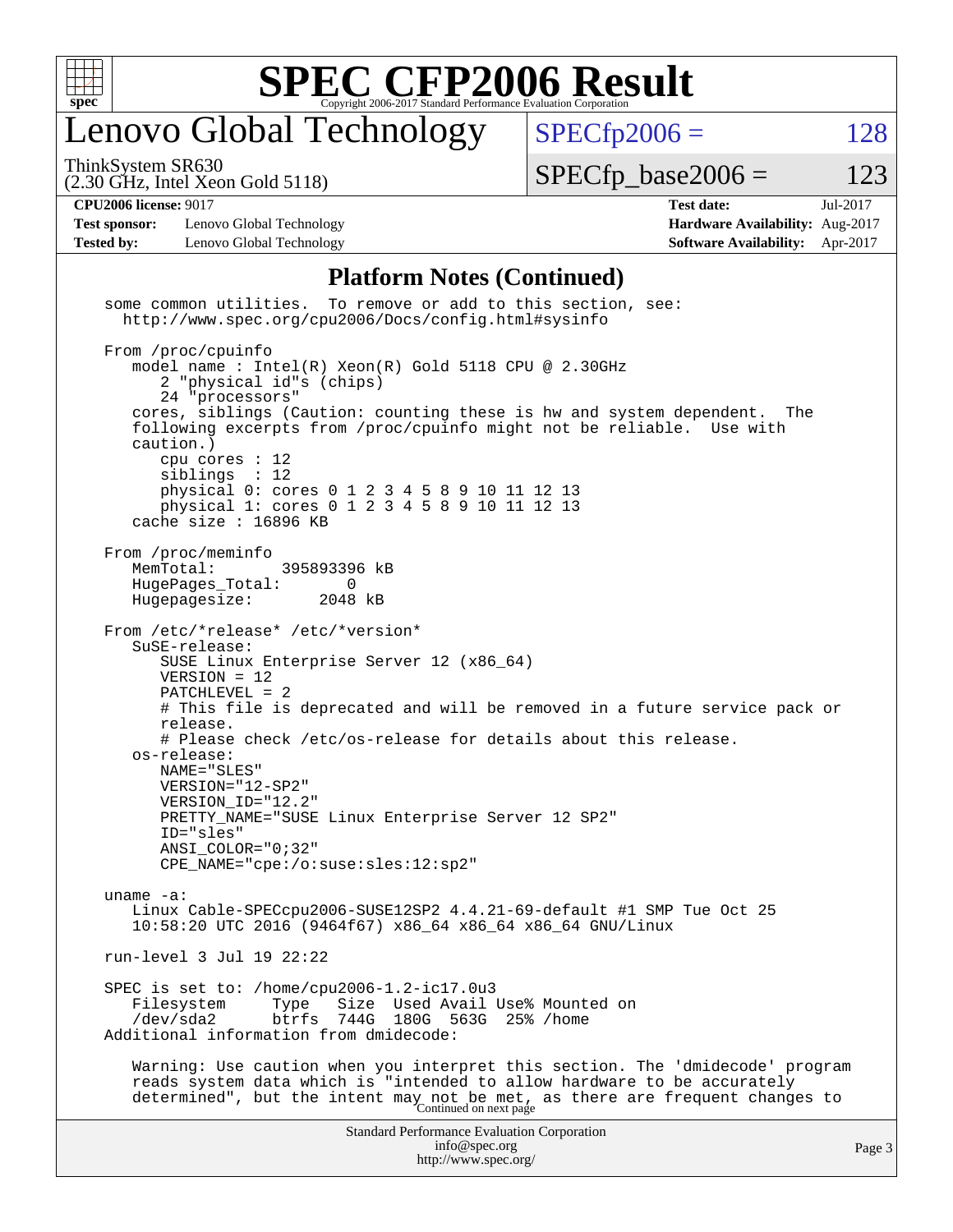# SPEC CFP2006 Result

Copyright 2006-2017 Standard Performance Evaluation Corporation

## Lenovo Global Technology

ThinkSystem SR630
(2.30 GHz, Intel Xeon Gold 5118)

SPECfp2006 = 128

SPECfp_base2006 = 123

**CPU2006 license:** 9017
**Test sponsor:** Lenovo Global Technology
**Tested by:** Lenovo Global Technology

**Test date:** Jul-2017
**Hardware Availability:** Aug-2017
**Software Availability:** Apr-2017

### Platform Notes (Continued)

```
some common utilities.  To remove or add to this section, see:
  http://www.spec.org/cpu2006/Docs/config.html#sysinfo

From /proc/cpuinfo
   model name : Intel(R) Xeon(R) Gold 5118 CPU @ 2.30GHz
      2 "physical id"s (chips)
      24 "processors"
   cores, siblings (Caution: counting these is hw and system dependent.  The
   following excerpts from /proc/cpuinfo might not be reliable.  Use with
   caution.)
      cpu cores : 12
      siblings  : 12
      physical 0: cores 0 1 2 3 4 5 8 9 10 11 12 13
      physical 1: cores 0 1 2 3 4 5 8 9 10 11 12 13
   cache size : 16896 KB

From /proc/meminfo
   MemTotal:       395893396 kB
   HugePages_Total:       0
   Hugepagesize:       2048 kB

From /etc/*release* /etc/*version*
   SuSE-release:
      SUSE Linux Enterprise Server 12 (x86_64)
      VERSION = 12
      PATCHLEVEL = 2
      # This file is deprecated and will be removed in a future service pack or
      release.
      # Please check /etc/os-release for details about this release.
   os-release:
      NAME="SLES"
      VERSION="12-SP2"
      VERSION_ID="12.2"
      PRETTY_NAME="SUSE Linux Enterprise Server 12 SP2"
      ID="sles"
      ANSI_COLOR="0;32"
      CPE_NAME="cpe:/o:suse:sles:12:sp2"

uname -a:
   Linux Cable-SPECcpu2006-SUSE12SP2 4.4.21-69-default #1 SMP Tue Oct 25
   10:58:20 UTC 2016 (9464f67) x86_64 x86_64 x86_64 GNU/Linux

run-level 3 Jul 19 22:22

SPEC is set to: /home/cpu2006-1.2-ic17.0u3
   Filesystem     Type   Size  Used Avail Use% Mounted on
   /dev/sda2      btrfs  744G  180G  563G  25% /home
Additional information from dmidecode:

   Warning: Use caution when you interpret this section. The 'dmidecode' program
   reads system data which is "intended to allow hardware to be accurately
   determined", but the intent may not be met, as there are frequent changes to
```

Continued on next page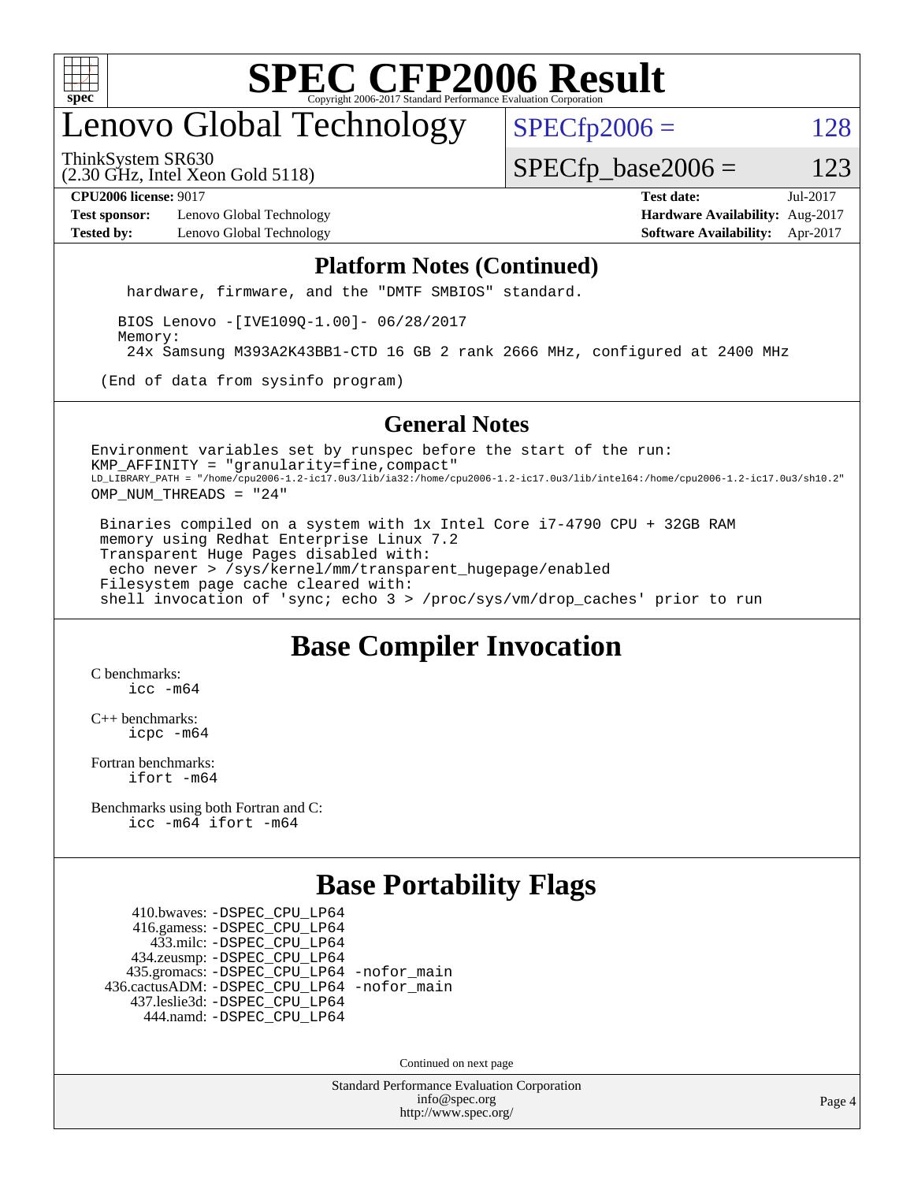## Platform Notes (Continued)

```
    hardware, firmware, and the "DMTF SMBIOS" standard.

   BIOS Lenovo -[IVE109Q-1.00]- 06/28/2017
   Memory:
    24x Samsung M393A2K43BB1-CTD 16 GB 2 rank 2666 MHz, configured at 2400 MHz

 (End of data from sysinfo program)
```

## General Notes

```
Environment variables set by runspec before the start of the run:
KMP_AFFINITY = "granularity=fine,compact"
LD_LIBRARY_PATH = "/home/cpu2006-1.2-ic17.0u3/lib/ia32:/home/cpu2006-1.2-ic17.0u3/lib/intel64:/home/cpu2006-1.2-ic17.0u3/sh10.2"
OMP_NUM_THREADS = "24"

 Binaries compiled on a system with 1x Intel Core i7-4790 CPU + 32GB RAM
 memory using Redhat Enterprise Linux 7.2
 Transparent Huge Pages disabled with:
  echo never > /sys/kernel/mm/transparent_hugepage/enabled
 Filesystem page cache cleared with:
 shell invocation of 'sync; echo 3 > /proc/sys/vm/drop_caches' prior to run
```

# Base Compiler Invocation

C benchmarks:
`icc -m64`

C++ benchmarks:
`icpc -m64`

Fortran benchmarks:
`ifort -m64`

Benchmarks using both Fortran and C:
`icc -m64 ifort -m64`

# Base Portability Flags

```
    410.bwaves: -DSPEC_CPU_LP64
   416.gamess: -DSPEC_CPU_LP64
      433.milc: -DSPEC_CPU_LP64
   434.zeusmp: -DSPEC_CPU_LP64
  435.gromacs: -DSPEC_CPU_LP64 -nofor_main
436.cactusADM: -DSPEC_CPU_LP64 -nofor_main
  437.leslie3d: -DSPEC_CPU_LP64
     444.namd: -DSPEC_CPU_LP64
```

Continued on next page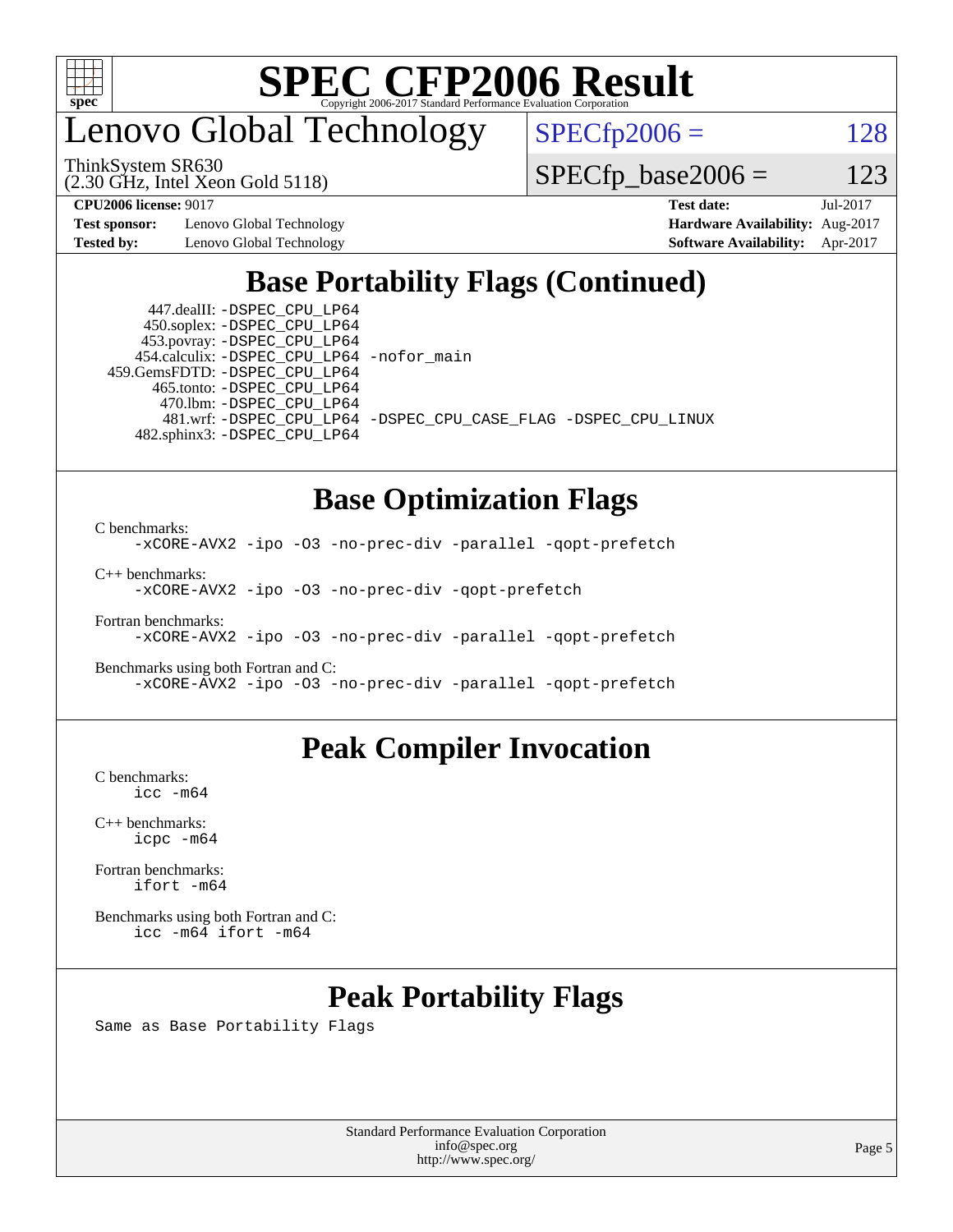# Lenovo Global Technology

ThinkSystem SR630
(2.30 GHz, Intel Xeon Gold 5118)

SPECfp2006 = 128

SPECfp_base2006 = 123

**CPU2006 license:** 9017 **Test date:** Jul-2017

**Test sponsor:** Lenovo Global Technology **Hardware Availability:** Aug-2017

**Tested by:** Lenovo Global Technology **Software Availability:** Apr-2017

## Base Portability Flags (Continued)

447.dealII: -DSPEC_CPU_LP64
450.soplex: -DSPEC_CPU_LP64
453.povray: -DSPEC_CPU_LP64
454.calculix: -DSPEC_CPU_LP64 -nofor_main
459.GemsFDTD: -DSPEC_CPU_LP64
465.tonto: -DSPEC_CPU_LP64
470.lbm: -DSPEC_CPU_LP64
481.wrf: -DSPEC_CPU_LP64 -DSPEC_CPU_CASE_FLAG -DSPEC_CPU_LINUX
482.sphinx3: -DSPEC_CPU_LP64

## Base Optimization Flags

C benchmarks:
-xCORE-AVX2 -ipo -O3 -no-prec-div -parallel -qopt-prefetch

C++ benchmarks:
-xCORE-AVX2 -ipo -O3 -no-prec-div -qopt-prefetch

Fortran benchmarks:
-xCORE-AVX2 -ipo -O3 -no-prec-div -parallel -qopt-prefetch

Benchmarks using both Fortran and C:
-xCORE-AVX2 -ipo -O3 -no-prec-div -parallel -qopt-prefetch

## Peak Compiler Invocation

C benchmarks:
icc -m64

C++ benchmarks:
icpc -m64

Fortran benchmarks:
ifort -m64

Benchmarks using both Fortran and C:
icc -m64 ifort -m64

## Peak Portability Flags

Same as Base Portability Flags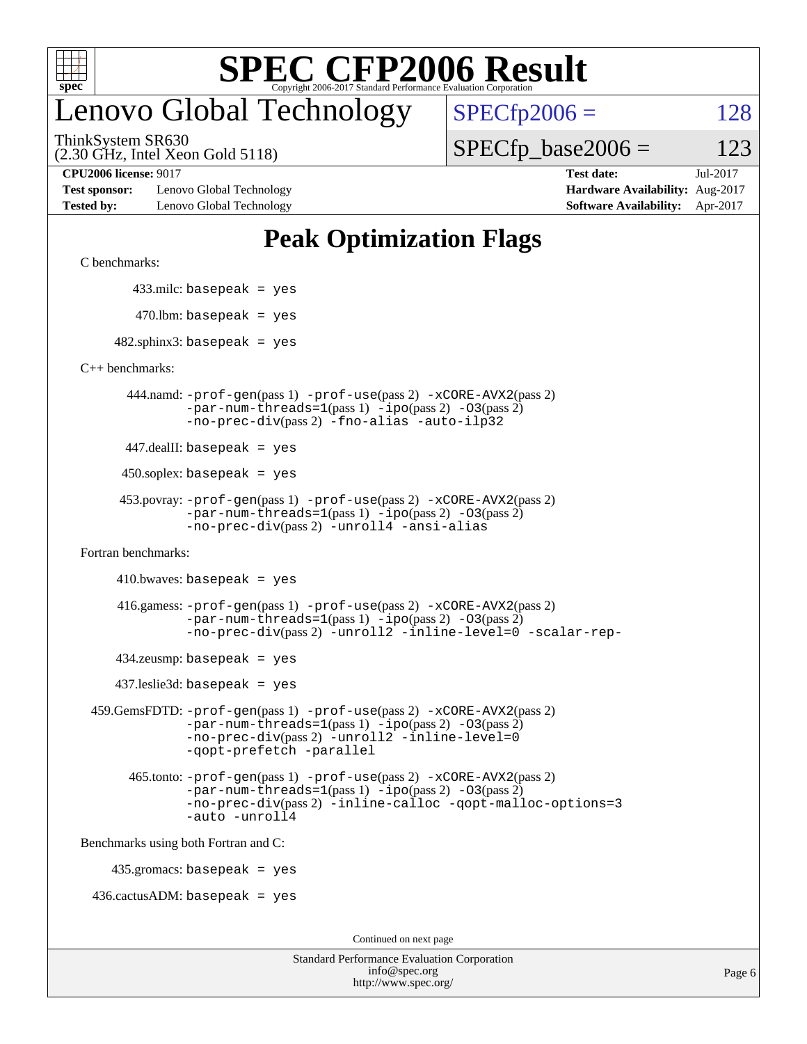# Lenovo Global Technology

ThinkSystem SR630
(2.30 GHz, Intel Xeon Gold 5118)

SPECfp2006 = 128

SPECfp_base2006 = 123

**CPU2006 license:** 9017
**Test sponsor:** Lenovo Global Technology
**Tested by:** Lenovo Global Technology

**Test date:** Jul-2017
**Hardware Availability:** Aug-2017
**Software Availability:** Apr-2017

## Peak Optimization Flags

C benchmarks:

433.milc: basepeak = yes

470.lbm: basepeak = yes

482.sphinx3: basepeak = yes

C++ benchmarks:

444.namd: -prof-gen(pass 1) -prof-use(pass 2) -xCORE-AVX2(pass 2) -par-num-threads=1(pass 1) -ipo(pass 2) -O3(pass 2) -no-prec-div(pass 2) -fno-alias -auto-ilp32

447.dealII: basepeak = yes

450.soplex: basepeak = yes

453.povray: -prof-gen(pass 1) -prof-use(pass 2) -xCORE-AVX2(pass 2) -par-num-threads=1(pass 1) -ipo(pass 2) -O3(pass 2) -no-prec-div(pass 2) -unroll4 -ansi-alias

Fortran benchmarks:

410.bwaves: basepeak = yes

416.gamess: -prof-gen(pass 1) -prof-use(pass 2) -xCORE-AVX2(pass 2) -par-num-threads=1(pass 1) -ipo(pass 2) -O3(pass 2) -no-prec-div(pass 2) -unroll2 -inline-level=0 -scalar-rep-

434.zeusmp: basepeak = yes

437.leslie3d: basepeak = yes

459.GemsFDTD: -prof-gen(pass 1) -prof-use(pass 2) -xCORE-AVX2(pass 2) -par-num-threads=1(pass 1) -ipo(pass 2) -O3(pass 2) -no-prec-div(pass 2) -unroll2 -inline-level=0 -qopt-prefetch -parallel

465.tonto: -prof-gen(pass 1) -prof-use(pass 2) -xCORE-AVX2(pass 2) -par-num-threads=1(pass 1) -ipo(pass 2) -O3(pass 2) -no-prec-div(pass 2) -inline-calloc -qopt-malloc-options=3 -auto -unroll4

Benchmarks using both Fortran and C:

435.gromacs: basepeak = yes

436.cactusADM: basepeak = yes

Continued on next page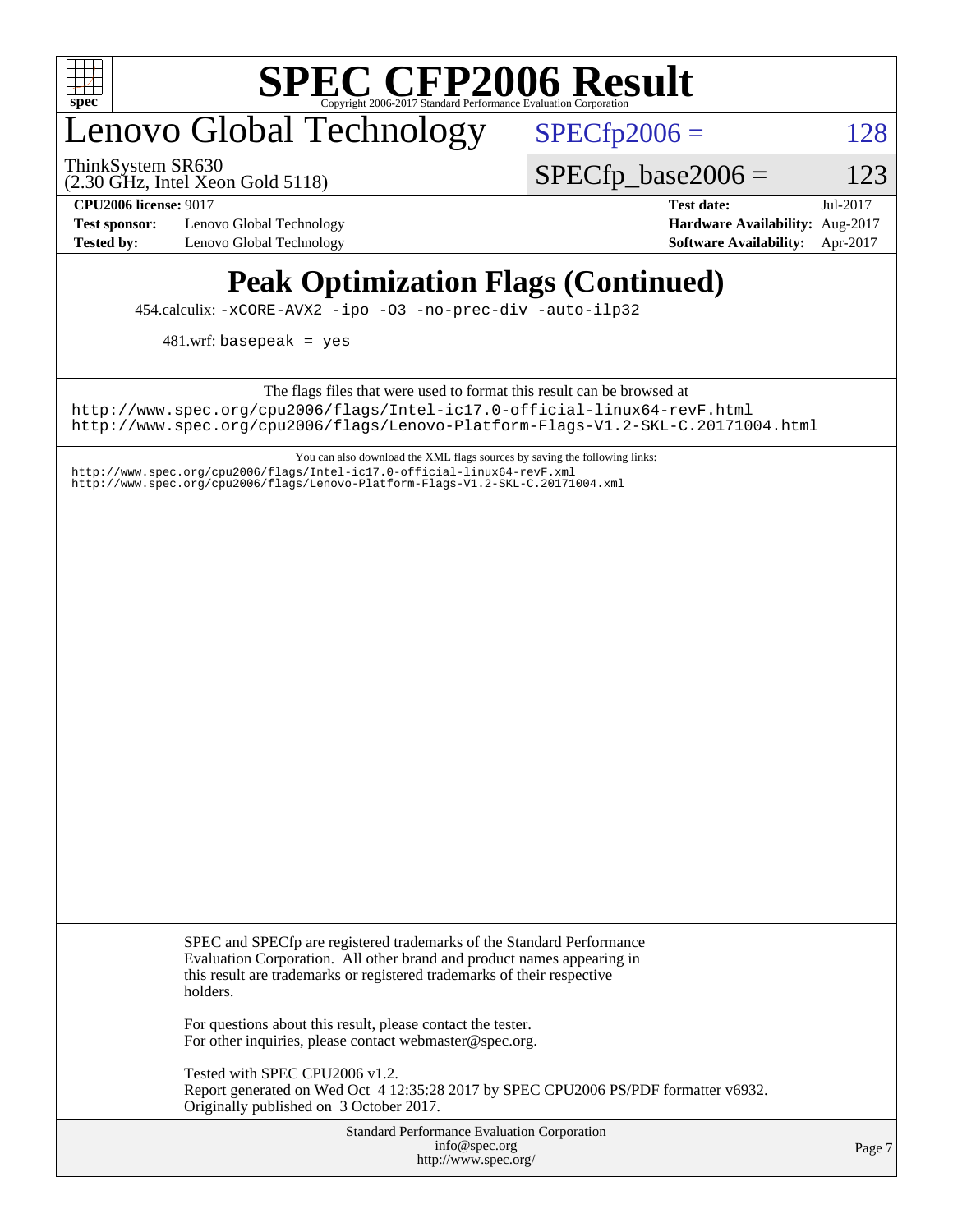# Peak Optimization Flags (Continued)

454.calculix: -xCORE-AVX2 -ipo -O3 -no-prec-div -auto-ilp32

481.wrf: basepeak = yes

The flags files that were used to format this result can be browsed at
http://www.spec.org/cpu2006/flags/Intel-ic17.0-official-linux64-revF.html
http://www.spec.org/cpu2006/flags/Lenovo-Platform-Flags-V1.2-SKL-C.20171004.html

You can also download the XML flags sources by saving the following links:
http://www.spec.org/cpu2006/flags/Intel-ic17.0-official-linux64-revF.xml
http://www.spec.org/cpu2006/flags/Lenovo-Platform-Flags-V1.2-SKL-C.20171004.xml

SPEC and SPECfp are registered trademarks of the Standard Performance Evaluation Corporation. All other brand and product names appearing in this result are trademarks or registered trademarks of their respective holders.

For questions about this result, please contact the tester.
For other inquiries, please contact webmaster@spec.org.

Tested with SPEC CPU2006 v1.2.
Report generated on Wed Oct 4 12:35:28 2017 by SPEC CPU2006 PS/PDF formatter v6932.
Originally published on 3 October 2017.